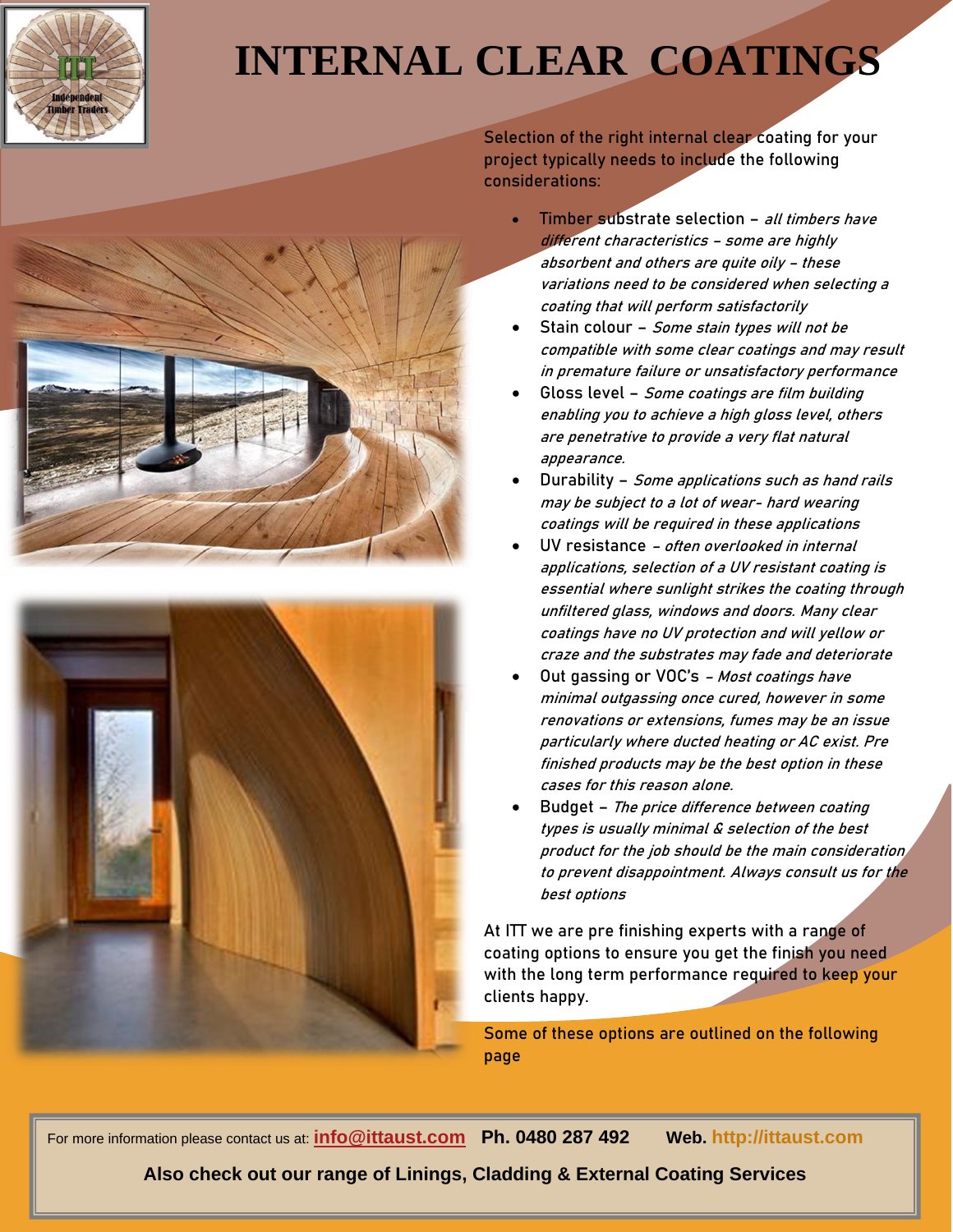# INTERNAL CLEAR COATINGS

Selection of the right internal clear coating for your project typically needs to include the following considerations:

- Timber substrate selection – *all timbers have different characteristics – some are highly absorbent and others are quite oily – these variations need to be considered when selecting a coating that will perform satisfactorily*
- Stain colour – *Some stain types will not be compatible with some clear coatings and may result in premature failure or unsatisfactory performance*
- Gloss level – *Some coatings are film building enabling you to achieve a high gloss level, others are penetrative to provide a very flat natural appearance.*
- Durability – *Some applications such as hand rails may be subject to a lot of wear- hard wearing coatings will be required in these applications*
- UV resistance – *often overlooked in internal applications, selection of a UV resistant coating is essential where sunlight strikes the coating through unfiltered glass, windows and doors. Many clear coatings have no UV protection and will yellow or craze and the substrates may fade and deteriorate*
- Out gassing or VOC's – *Most coatings have minimal outgassing once cured, however in some renovations or extensions, fumes may be an issue particularly where ducted heating or AC exist. Pre finished products may be the best option in these cases for this reason alone.*
- Budget – *The price difference between coating types is usually minimal & selection of the best product for the job should be the main consideration to prevent disappointment. Always consult us for the best options*

At ITT we are pre finishing experts with a range of coating options to ensure you get the finish you need with the long term performance required to keep your clients happy.

Some of these options are outlined on the following page

For more information please contact us at: **info@ittaust.com** **Ph. 0480 287 492** **Web. http://ittaust.com**

**Also check out our range of Linings, Cladding & External Coating Services**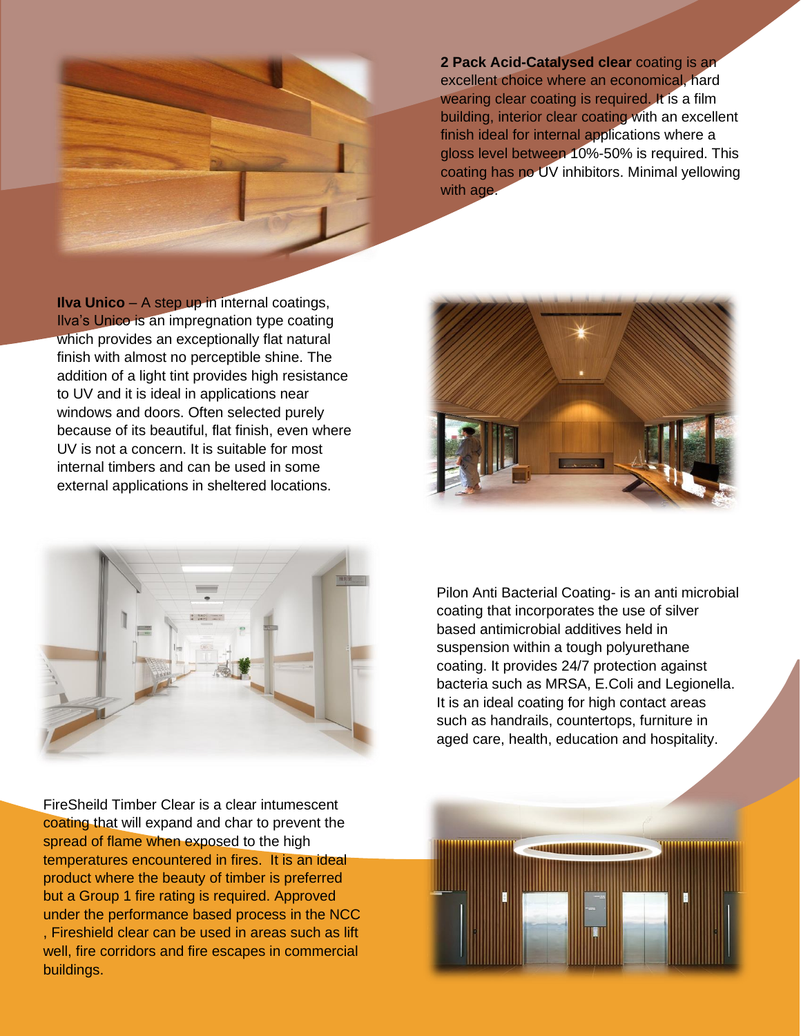**2 Pack Acid-Catalysed clear** coating is an excellent choice where an economical, hard wearing clear coating is required. It is a film building, interior clear coating with an excellent finish ideal for internal applications where a gloss level between 10%-50% is required. This coating has no UV inhibitors. Minimal yellowing with age.

**Ilva Unico** – A step up in internal coatings, Ilva's Unico is an impregnation type coating which provides an exceptionally flat natural finish with almost no perceptible shine. The addition of a light tint provides high resistance to UV and it is ideal in applications near windows and doors. Often selected purely because of its beautiful, flat finish, even where UV is not a concern. It is suitable for most internal timbers and can be used in some external applications in sheltered locations.

Pilon Anti Bacterial Coating- is an anti microbial coating that incorporates the use of silver based antimicrobial additives held in suspension within a tough polyurethane coating. It provides 24/7 protection against bacteria such as MRSA, E.Coli and Legionella. It is an ideal coating for high contact areas such as handrails, countertops, furniture in aged care, health, education and hospitality.

FireSheild Timber Clear is a clear intumescent coating that will expand and char to prevent the spread of flame when exposed to the high temperatures encountered in fires. It is an ideal product where the beauty of timber is preferred but a Group 1 fire rating is required. Approved under the performance based process in the NCC , Fireshield clear can be used in areas such as lift well, fire corridors and fire escapes in commercial buildings.